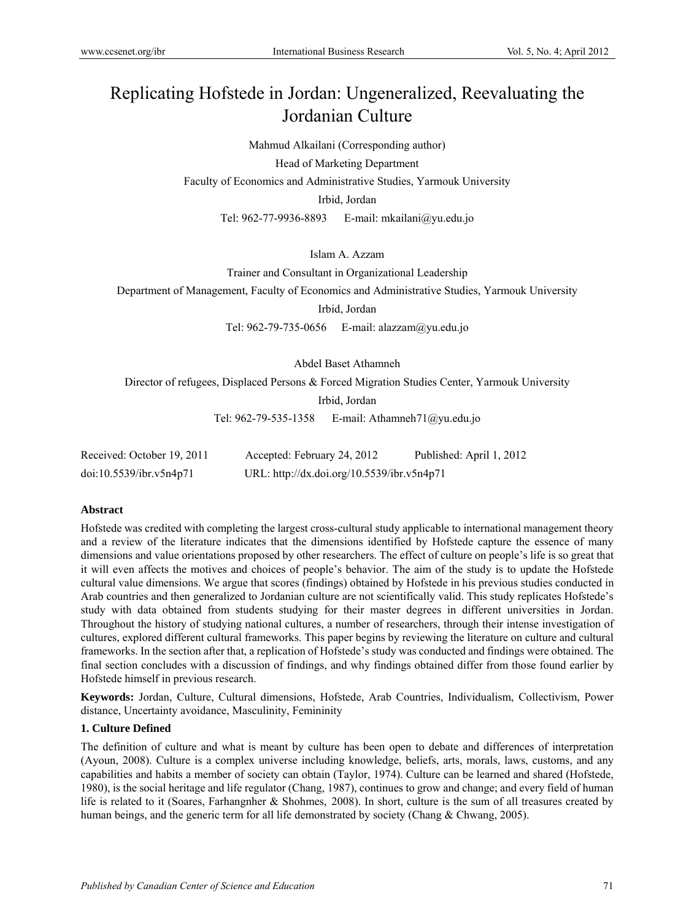# Replicating Hofstede in Jordan: Ungeneralized, Reevaluating the Jordanian Culture

Mahmud Alkailani (Corresponding author)

Head of Marketing Department

Faculty of Economics and Administrative Studies, Yarmouk University

Irbid, Jordan

Tel: 962-77-9936-8893 E-mail: mkailani@yu.edu.jo

Islam A. Azzam

Trainer and Consultant in Organizational Leadership

Department of Management, Faculty of Economics and Administrative Studies, Yarmouk University

Irbid, Jordan

Tel: 962-79-735-0656 E-mail: alazzam@yu.edu.jo

Abdel Baset Athamneh

Director of refugees, Displaced Persons & Forced Migration Studies Center, Yarmouk University

Irbid, Jordan

Tel: 962-79-535-1358 E-mail: Athamneh71@yu.edu.jo

Received: October 19, 2011 Accepted: February 24, 2012 Published: April 1, 2012

doi:10.5539/ibr.v5n4p71 URL: http://dx.doi.org/10.5539/ibr.v5n4p71

**Abstract**

Hofstede was credited with completing the largest cross-cultural study applicable to international management theory and a review of the literature indicates that the dimensions identified by Hofstede capture the essence of many dimensions and value orientations proposed by other researchers. The effect of culture on people's life is so great that it will even affects the motives and choices of people's behavior. The aim of the study is to update the Hofstede cultural value dimensions. We argue that scores (findings) obtained by Hofstede in his previous studies conducted in Arab countries and then generalized to Jordanian culture are not scientifically valid. This study replicates Hofstede's study with data obtained from students studying for their master degrees in different universities in Jordan. Throughout the history of studying national cultures, a number of researchers, through their intense investigation of cultures, explored different cultural frameworks. This paper begins by reviewing the literature on culture and cultural frameworks. In the section after that, a replication of Hofstede's study was conducted and findings were obtained. The final section concludes with a discussion of findings, and why findings obtained differ from those found earlier by Hofstede himself in previous research.

**Keywords:** Jordan, Culture, Cultural dimensions, Hofstede, Arab Countries, Individualism, Collectivism, Power distance, Uncertainty avoidance, Masculinity, Femininity

## 1. Culture Defined

The definition of culture and what is meant by culture has been open to debate and differences of interpretation (Ayoun, 2008). Culture is a complex universe including knowledge, beliefs, arts, morals, laws, customs, and any capabilities and habits a member of society can obtain (Taylor, 1974). Culture can be learned and shared (Hofstede, 1980), is the social heritage and life regulator (Chang, 1987), continues to grow and change; and every field of human life is related to it (Soares, Farhangnher & Shohmes, 2008). In short, culture is the sum of all treasures created by human beings, and the generic term for all life demonstrated by society (Chang & Chwang, 2005).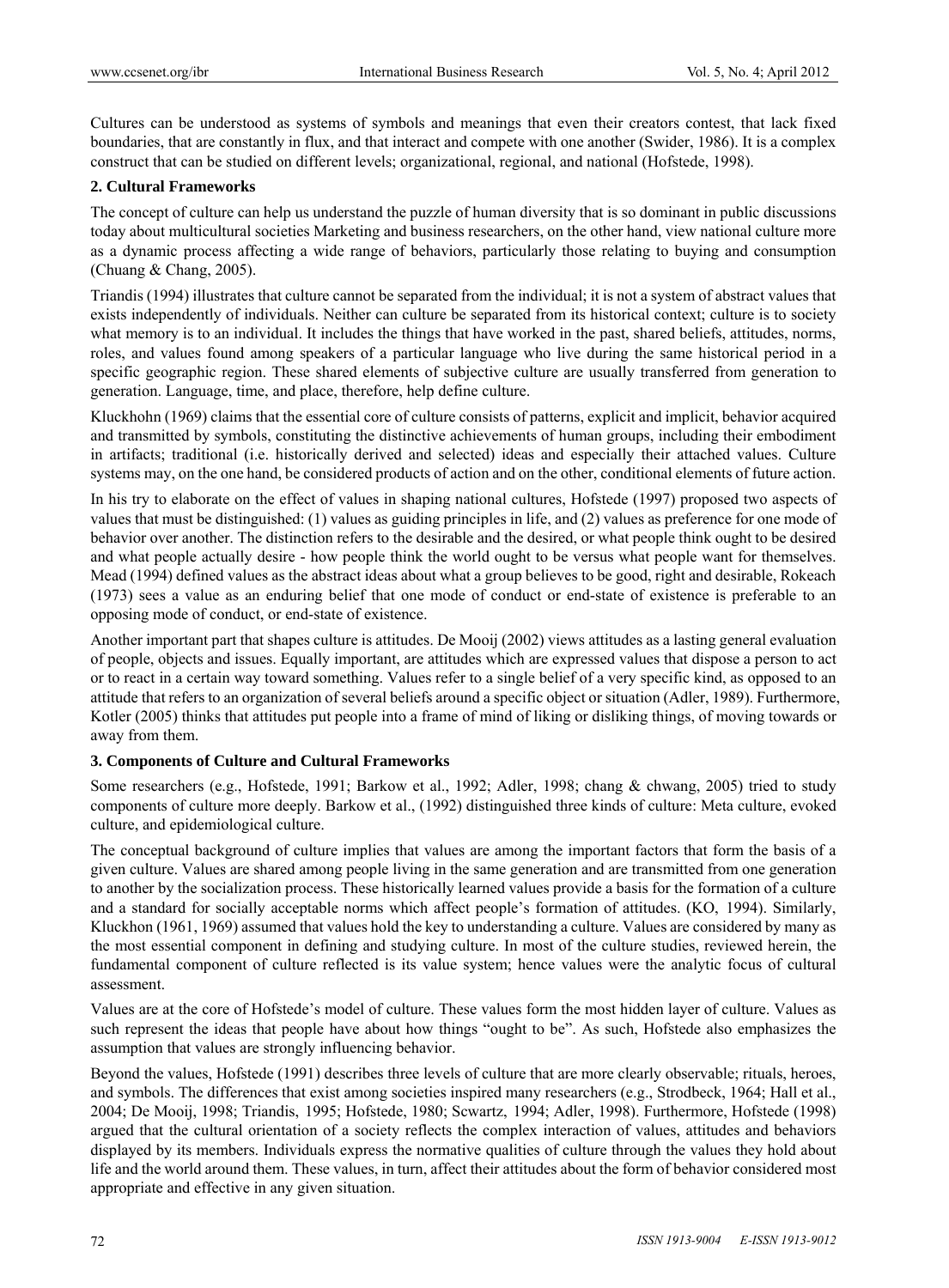Cultures can be understood as systems of symbols and meanings that even their creators contest, that lack fixed boundaries, that are constantly in flux, and that interact and compete with one another (Swider, 1986). It is a complex construct that can be studied on different levels; organizational, regional, and national (Hofstede, 1998).

## 2. Cultural Frameworks

The concept of culture can help us understand the puzzle of human diversity that is so dominant in public discussions today about multicultural societies Marketing and business researchers, on the other hand, view national culture more as a dynamic process affecting a wide range of behaviors, particularly those relating to buying and consumption (Chuang & Chang, 2005).

Triandis (1994) illustrates that culture cannot be separated from the individual; it is not a system of abstract values that exists independently of individuals. Neither can culture be separated from its historical context; culture is to society what memory is to an individual. It includes the things that have worked in the past, shared beliefs, attitudes, norms, roles, and values found among speakers of a particular language who live during the same historical period in a specific geographic region. These shared elements of subjective culture are usually transferred from generation to generation. Language, time, and place, therefore, help define culture.

Kluckhohn (1969) claims that the essential core of culture consists of patterns, explicit and implicit, behavior acquired and transmitted by symbols, constituting the distinctive achievements of human groups, including their embodiment in artifacts; traditional (i.e. historically derived and selected) ideas and especially their attached values. Culture systems may, on the one hand, be considered products of action and on the other, conditional elements of future action.

In his try to elaborate on the effect of values in shaping national cultures, Hofstede (1997) proposed two aspects of values that must be distinguished: (1) values as guiding principles in life, and (2) values as preference for one mode of behavior over another. The distinction refers to the desirable and the desired, or what people think ought to be desired and what people actually desire - how people think the world ought to be versus what people want for themselves. Mead (1994) defined values as the abstract ideas about what a group believes to be good, right and desirable, Rokeach (1973) sees a value as an enduring belief that one mode of conduct or end-state of existence is preferable to an opposing mode of conduct, or end-state of existence.

Another important part that shapes culture is attitudes. De Mooij (2002) views attitudes as a lasting general evaluation of people, objects and issues. Equally important, are attitudes which are expressed values that dispose a person to act or to react in a certain way toward something. Values refer to a single belief of a very specific kind, as opposed to an attitude that refers to an organization of several beliefs around a specific object or situation (Adler, 1989). Furthermore, Kotler (2005) thinks that attitudes put people into a frame of mind of liking or disliking things, of moving towards or away from them.

## 3. Components of Culture and Cultural Frameworks

Some researchers (e.g., Hofstede, 1991; Barkow et al., 1992; Adler, 1998; chang & chwang, 2005) tried to study components of culture more deeply. Barkow et al., (1992) distinguished three kinds of culture: Meta culture, evoked culture, and epidemiological culture.

The conceptual background of culture implies that values are among the important factors that form the basis of a given culture. Values are shared among people living in the same generation and are transmitted from one generation to another by the socialization process. These historically learned values provide a basis for the formation of a culture and a standard for socially acceptable norms which affect people's formation of attitudes. (KO, 1994). Similarly, Kluckhon (1961, 1969) assumed that values hold the key to understanding a culture. Values are considered by many as the most essential component in defining and studying culture. In most of the culture studies, reviewed herein, the fundamental component of culture reflected is its value system; hence values were the analytic focus of cultural assessment.

Values are at the core of Hofstede's model of culture. These values form the most hidden layer of culture. Values as such represent the ideas that people have about how things "ought to be". As such, Hofstede also emphasizes the assumption that values are strongly influencing behavior.

Beyond the values, Hofstede (1991) describes three levels of culture that are more clearly observable; rituals, heroes, and symbols. The differences that exist among societies inspired many researchers (e.g., Strodbeck, 1964; Hall et al., 2004; De Mooij, 1998; Triandis, 1995; Hofstede, 1980; Scwartz, 1994; Adler, 1998). Furthermore, Hofstede (1998) argued that the cultural orientation of a society reflects the complex interaction of values, attitudes and behaviors displayed by its members. Individuals express the normative qualities of culture through the values they hold about life and the world around them. These values, in turn, affect their attitudes about the form of behavior considered most appropriate and effective in any given situation.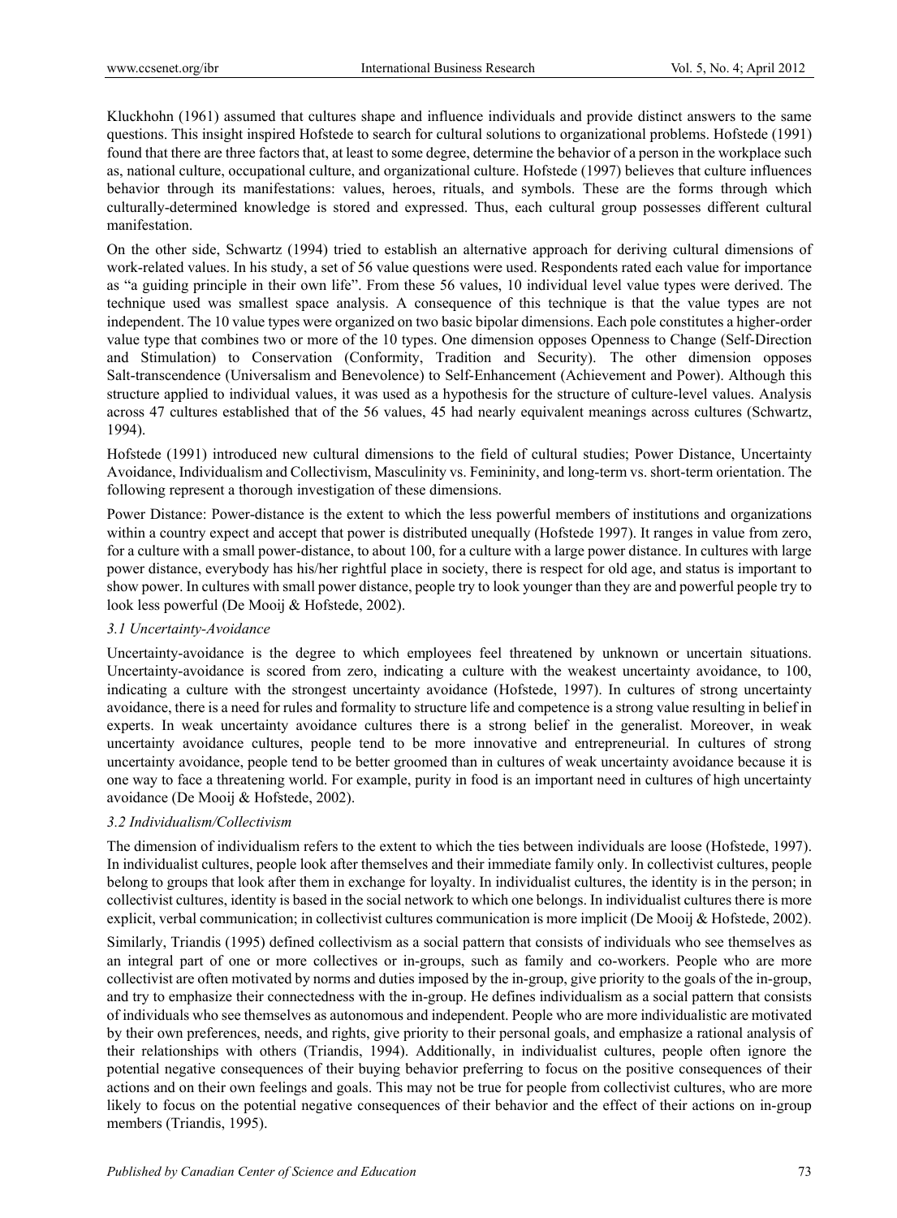Kluckhohn (1961) assumed that cultures shape and influence individuals and provide distinct answers to the same questions. This insight inspired Hofstede to search for cultural solutions to organizational problems. Hofstede (1991) found that there are three factors that, at least to some degree, determine the behavior of a person in the workplace such as, national culture, occupational culture, and organizational culture. Hofstede (1997) believes that culture influences behavior through its manifestations: values, heroes, rituals, and symbols. These are the forms through which culturally-determined knowledge is stored and expressed. Thus, each cultural group possesses different cultural manifestation.

On the other side, Schwartz (1994) tried to establish an alternative approach for deriving cultural dimensions of work-related values. In his study, a set of 56 value questions were used. Respondents rated each value for importance as "a guiding principle in their own life". From these 56 values, 10 individual level value types were derived. The technique used was smallest space analysis. A consequence of this technique is that the value types are not independent. The 10 value types were organized on two basic bipolar dimensions. Each pole constitutes a higher-order value type that combines two or more of the 10 types. One dimension opposes Openness to Change (Self-Direction and Stimulation) to Conservation (Conformity, Tradition and Security). The other dimension opposes Salt-transcendence (Universalism and Benevolence) to Self-Enhancement (Achievement and Power). Although this structure applied to individual values, it was used as a hypothesis for the structure of culture-level values. Analysis across 47 cultures established that of the 56 values, 45 had nearly equivalent meanings across cultures (Schwartz, 1994).

Hofstede (1991) introduced new cultural dimensions to the field of cultural studies; Power Distance, Uncertainty Avoidance, Individualism and Collectivism, Masculinity vs. Femininity, and long-term vs. short-term orientation. The following represent a thorough investigation of these dimensions.

Power Distance: Power-distance is the extent to which the less powerful members of institutions and organizations within a country expect and accept that power is distributed unequally (Hofstede 1997). It ranges in value from zero, for a culture with a small power-distance, to about 100, for a culture with a large power distance. In cultures with large power distance, everybody has his/her rightful place in society, there is respect for old age, and status is important to show power. In cultures with small power distance, people try to look younger than they are and powerful people try to look less powerful (De Mooij & Hofstede, 2002).

### *3.1 Uncertainty-Avoidance*

Uncertainty-avoidance is the degree to which employees feel threatened by unknown or uncertain situations. Uncertainty-avoidance is scored from zero, indicating a culture with the weakest uncertainty avoidance, to 100, indicating a culture with the strongest uncertainty avoidance (Hofstede, 1997). In cultures of strong uncertainty avoidance, there is a need for rules and formality to structure life and competence is a strong value resulting in belief in experts. In weak uncertainty avoidance cultures there is a strong belief in the generalist. Moreover, in weak uncertainty avoidance cultures, people tend to be more innovative and entrepreneurial. In cultures of strong uncertainty avoidance, people tend to be better groomed than in cultures of weak uncertainty avoidance because it is one way to face a threatening world. For example, purity in food is an important need in cultures of high uncertainty avoidance (De Mooij & Hofstede, 2002).

### *3.2 Individualism/Collectivism*

The dimension of individualism refers to the extent to which the ties between individuals are loose (Hofstede, 1997). In individualist cultures, people look after themselves and their immediate family only. In collectivist cultures, people belong to groups that look after them in exchange for loyalty. In individualist cultures, the identity is in the person; in collectivist cultures, identity is based in the social network to which one belongs. In individualist cultures there is more explicit, verbal communication; in collectivist cultures communication is more implicit (De Mooij & Hofstede, 2002).

Similarly, Triandis (1995) defined collectivism as a social pattern that consists of individuals who see themselves as an integral part of one or more collectives or in-groups, such as family and co-workers. People who are more collectivist are often motivated by norms and duties imposed by the in-group, give priority to the goals of the in-group, and try to emphasize their connectedness with the in-group. He defines individualism as a social pattern that consists of individuals who see themselves as autonomous and independent. People who are more individualistic are motivated by their own preferences, needs, and rights, give priority to their personal goals, and emphasize a rational analysis of their relationships with others (Triandis, 1994). Additionally, in individualist cultures, people often ignore the potential negative consequences of their buying behavior preferring to focus on the positive consequences of their actions and on their own feelings and goals. This may not be true for people from collectivist cultures, who are more likely to focus on the potential negative consequences of their behavior and the effect of their actions on in-group members (Triandis, 1995).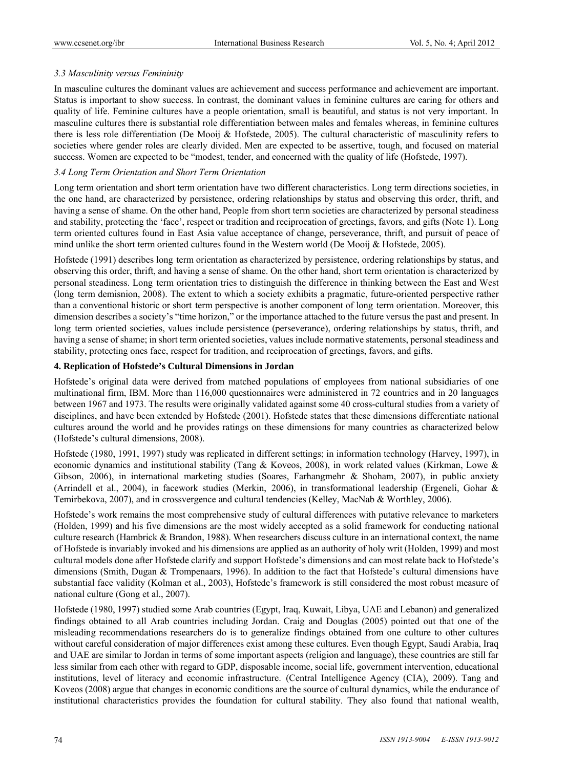*3.3 Masculinity versus Femininity*

In masculine cultures the dominant values are achievement and success performance and achievement are important. Status is important to show success. In contrast, the dominant values in feminine cultures are caring for others and quality of life. Feminine cultures have a people orientation, small is beautiful, and status is not very important. In masculine cultures there is substantial role differentiation between males and females whereas, in feminine cultures there is less role differentiation (De Mooij & Hofstede, 2005). The cultural characteristic of masculinity refers to societies where gender roles are clearly divided. Men are expected to be assertive, tough, and focused on material success. Women are expected to be "modest, tender, and concerned with the quality of life (Hofstede, 1997).

*3.4 Long Term Orientation and Short Term Orientation*

Long term orientation and short term orientation have two different characteristics. Long term directions societies, in the one hand, are characterized by persistence, ordering relationships by status and observing this order, thrift, and having a sense of shame. On the other hand, People from short term societies are characterized by personal steadiness and stability, protecting the 'face', respect or tradition and reciprocation of greetings, favors, and gifts (Note 1). Long term oriented cultures found in East Asia value acceptance of change, perseverance, thrift, and pursuit of peace of mind unlike the short term oriented cultures found in the Western world (De Mooij & Hofstede, 2005).

Hofstede (1991) describes long term orientation as characterized by persistence, ordering relationships by status, and observing this order, thrift, and having a sense of shame. On the other hand, short term orientation is characterized by personal steadiness. Long term orientation tries to distinguish the difference in thinking between the East and West (long term demisnion, 2008). The extent to which a society exhibits a pragmatic, future-oriented perspective rather than a conventional historic or short term perspective is another component of long term orientation. Moreover, this dimension describes a society's "time horizon," or the importance attached to the future versus the past and present. In long term oriented societies, values include persistence (perseverance), ordering relationships by status, thrift, and having a sense of shame; in short term oriented societies, values include normative statements, personal steadiness and stability, protecting ones face, respect for tradition, and reciprocation of greetings, favors, and gifts.

## 4. Replication of Hofstede's Cultural Dimensions in Jordan

Hofstede's original data were derived from matched populations of employees from national subsidiaries of one multinational firm, IBM. More than 116,000 questionnaires were administered in 72 countries and in 20 languages between 1967 and 1973. The results were originally validated against some 40 cross-cultural studies from a variety of disciplines, and have been extended by Hofstede (2001). Hofstede states that these dimensions differentiate national cultures around the world and he provides ratings on these dimensions for many countries as characterized below (Hofstede's cultural dimensions, 2008).

Hofstede (1980, 1991, 1997) study was replicated in different settings; in information technology (Harvey, 1997), in economic dynamics and institutional stability (Tang & Koveos, 2008), in work related values (Kirkman, Lowe & Gibson, 2006), in international marketing studies (Soares, Farhangmehr & Shoham, 2007), in public anxiety (Arrindell et al., 2004), in facework studies (Merkin, 2006), in transformational leadership (Ergeneli, Gohar & Temirbekova, 2007), and in crossvergence and cultural tendencies (Kelley, MacNab & Worthley, 2006).

Hofstede's work remains the most comprehensive study of cultural differences with putative relevance to marketers (Holden, 1999) and his five dimensions are the most widely accepted as a solid framework for conducting national culture research (Hambrick & Brandon, 1988). When researchers discuss culture in an international context, the name of Hofstede is invariably invoked and his dimensions are applied as an authority of holy writ (Holden, 1999) and most cultural models done after Hofstede clarify and support Hofstede's dimensions and can most relate back to Hofstede's dimensions (Smith, Dugan & Trompenaars, 1996). In addition to the fact that Hofstede's cultural dimensions have substantial face validity (Kolman et al., 2003), Hofstede's framework is still considered the most robust measure of national culture (Gong et al., 2007).

Hofstede (1980, 1997) studied some Arab countries (Egypt, Iraq, Kuwait, Libya, UAE and Lebanon) and generalized findings obtained to all Arab countries including Jordan. Craig and Douglas (2005) pointed out that one of the misleading recommendations researchers do is to generalize findings obtained from one culture to other cultures without careful consideration of major differences exist among these cultures. Even though Egypt, Saudi Arabia, Iraq and UAE are similar to Jordan in terms of some important aspects (religion and language), these countries are still far less similar from each other with regard to GDP, disposable income, social life, government intervention, educational institutions, level of literacy and economic infrastructure. (Central Intelligence Agency (CIA), 2009). Tang and Koveos (2008) argue that changes in economic conditions are the source of cultural dynamics, while the endurance of institutional characteristics provides the foundation for cultural stability. They also found that national wealth,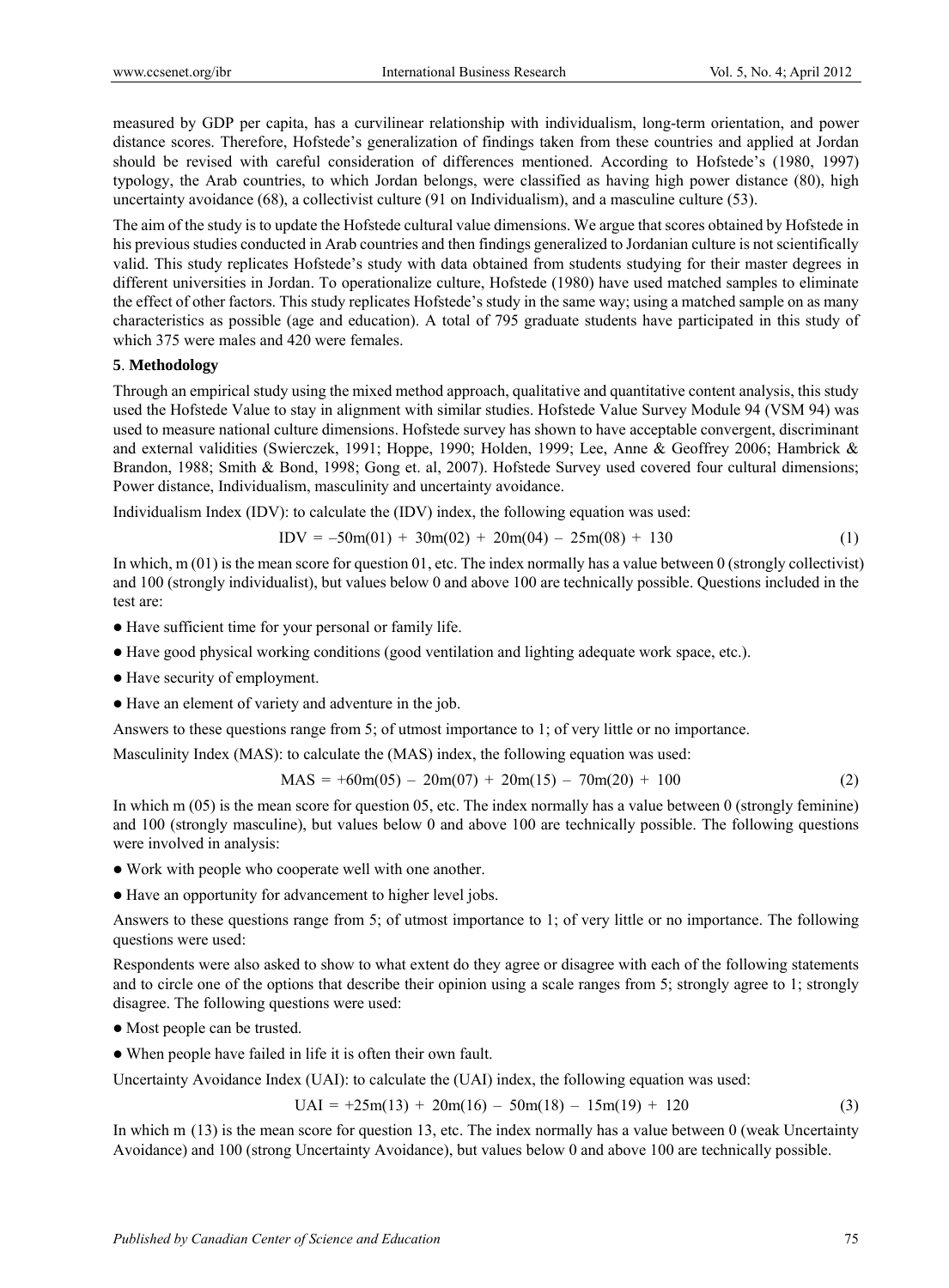measured by GDP per capita, has a curvilinear relationship with individualism, long-term orientation, and power distance scores. Therefore, Hofstede's generalization of findings taken from these countries and applied at Jordan should be revised with careful consideration of differences mentioned. According to Hofstede's (1980, 1997) typology, the Arab countries, to which Jordan belongs, were classified as having high power distance (80), high uncertainty avoidance (68), a collectivist culture (91 on Individualism), and a masculine culture (53).

The aim of the study is to update the Hofstede cultural value dimensions. We argue that scores obtained by Hofstede in his previous studies conducted in Arab countries and then findings generalized to Jordanian culture is not scientifically valid. This study replicates Hofstede's study with data obtained from students studying for their master degrees in different universities in Jordan. To operationalize culture, Hofstede (1980) have used matched samples to eliminate the effect of other factors. This study replicates Hofstede's study in the same way; using a matched sample on as many characteristics as possible (age and education). A total of 795 graduate students have participated in this study of which 375 were males and 420 were females.

## 5. Methodology

Through an empirical study using the mixed method approach, qualitative and quantitative content analysis, this study used the Hofstede Value to stay in alignment with similar studies. Hofstede Value Survey Module 94 (VSM 94) was used to measure national culture dimensions. Hofstede survey has shown to have acceptable convergent, discriminant and external validities (Swierczek, 1991; Hoppe, 1990; Holden, 1999; Lee, Anne & Geoffrey 2006; Hambrick & Brandon, 1988; Smith & Bond, 1998; Gong et. al, 2007). Hofstede Survey used covered four cultural dimensions; Power distance, Individualism, masculinity and uncertainty avoidance.

Individualism Index (IDV): to calculate the (IDV) index, the following equation was used:

$$IDV = -50m(01) + 30m(02) + 20m(04) - 25m(08) + 130 \quad (1)$$

In which, m (01) is the mean score for question 01, etc. The index normally has a value between 0 (strongly collectivist) and 100 (strongly individualist), but values below 0 and above 100 are technically possible. Questions included in the test are:

- Have sufficient time for your personal or family life.
- Have good physical working conditions (good ventilation and lighting adequate work space, etc.).
- Have security of employment.
- Have an element of variety and adventure in the job.

Answers to these questions range from 5; of utmost importance to 1; of very little or no importance.

Masculinity Index (MAS): to calculate the (MAS) index, the following equation was used:

$$MAS = +60m(05) - 20m(07) + 20m(15) - 70m(20) + 100 \quad (2)$$

In which m (05) is the mean score for question 05, etc. The index normally has a value between 0 (strongly feminine) and 100 (strongly masculine), but values below 0 and above 100 are technically possible. The following questions were involved in analysis:

- Work with people who cooperate well with one another.
- Have an opportunity for advancement to higher level jobs.

Answers to these questions range from 5; of utmost importance to 1; of very little or no importance. The following questions were used:

Respondents were also asked to show to what extent do they agree or disagree with each of the following statements and to circle one of the options that describe their opinion using a scale ranges from 5; strongly agree to 1; strongly disagree. The following questions were used:

- Most people can be trusted.
- When people have failed in life it is often their own fault.

Uncertainty Avoidance Index (UAI): to calculate the (UAI) index, the following equation was used:

$$UAI = +25m(13) + 20m(16) - 50m(18) - 15m(19) + 120 \quad (3)$$

In which m (13) is the mean score for question 13, etc. The index normally has a value between 0 (weak Uncertainty Avoidance) and 100 (strong Uncertainty Avoidance), but values below 0 and above 100 are technically possible.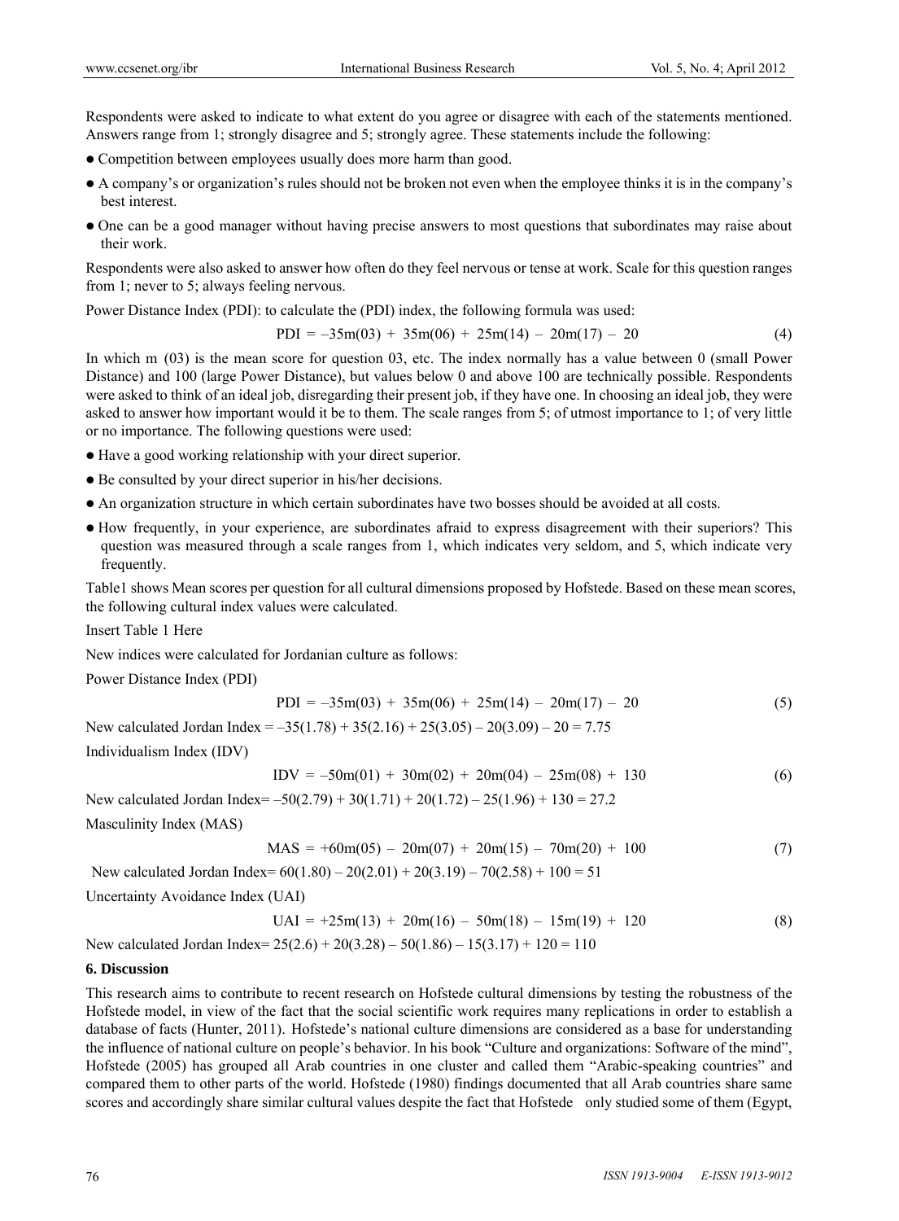Respondents were asked to indicate to what extent do you agree or disagree with each of the statements mentioned. Answers range from 1; strongly disagree and 5; strongly agree. These statements include the following:

- Competition between employees usually does more harm than good.
- A company's or organization's rules should not be broken not even when the employee thinks it is in the company's best interest.
- One can be a good manager without having precise answers to most questions that subordinates may raise about their work.

Respondents were also asked to answer how often do they feel nervous or tense at work. Scale for this question ranges from 1; never to 5; always feeling nervous.

Power Distance Index (PDI): to calculate the (PDI) index, the following formula was used:

$$PDI = -35m(03) + 35m(06) + 25m(14) - 20m(17) - 20 \quad (4)$$

In which m (03) is the mean score for question 03, etc. The index normally has a value between 0 (small Power Distance) and 100 (large Power Distance), but values below 0 and above 100 are technically possible. Respondents were asked to think of an ideal job, disregarding their present job, if they have one. In choosing an ideal job, they were asked to answer how important would it be to them. The scale ranges from 5; of utmost importance to 1; of very little or no importance. The following questions were used:

- Have a good working relationship with your direct superior.
- Be consulted by your direct superior in his/her decisions.
- An organization structure in which certain subordinates have two bosses should be avoided at all costs.
- How frequently, in your experience, are subordinates afraid to express disagreement with their superiors? This question was measured through a scale ranges from 1, which indicates very seldom, and 5, which indicate very frequently.

Table1 shows Mean scores per question for all cultural dimensions proposed by Hofstede. Based on these mean scores, the following cultural index values were calculated.

Insert Table 1 Here

New indices were calculated for Jordanian culture as follows:

Power Distance Index (PDI)

$$PDI = -35m(03) + 35m(06) + 25m(14) - 20m(17) - 20 \quad (5)$$

New calculated Jordan Index = $-35(1.78) + 35(2.16) + 25(3.05) - 20(3.09) - 20 = 7.75$

Individualism Index (IDV)

$$IDV = -50m(01) + 30m(02) + 20m(04) - 25m(08) + 130 \quad (6)$$

New calculated Jordan Index= $-50(2.79) + 30(1.71) + 20(1.72) - 25(1.96) + 130 = 27.2$

Masculinity Index (MAS)

$$MAS = +60m(05) - 20m(07) + 20m(15) - 70m(20) + 100 \quad (7)$$

New calculated Jordan Index= $60(1.80) - 20(2.01) + 20(3.19) - 70(2.58) + 100 = 51$

Uncertainty Avoidance Index (UAI)

$$UAI = +25m(13) + 20m(16) - 50m(18) - 15m(19) + 120 \quad (8)$$

New calculated Jordan Index= $25(2.6) + 20(3.28) - 50(1.86) - 15(3.17) + 120 = 110$

## 6. Discussion

This research aims to contribute to recent research on Hofstede cultural dimensions by testing the robustness of the Hofstede model, in view of the fact that the social scientific work requires many replications in order to establish a database of facts (Hunter, 2011). Hofstede's national culture dimensions are considered as a base for understanding the influence of national culture on people's behavior. In his book "Culture and organizations: Software of the mind", Hofstede (2005) has grouped all Arab countries in one cluster and called them "Arabic-speaking countries" and compared them to other parts of the world. Hofstede (1980) findings documented that all Arab countries share same scores and accordingly share similar cultural values despite the fact that Hofstede only studied some of them (Egypt,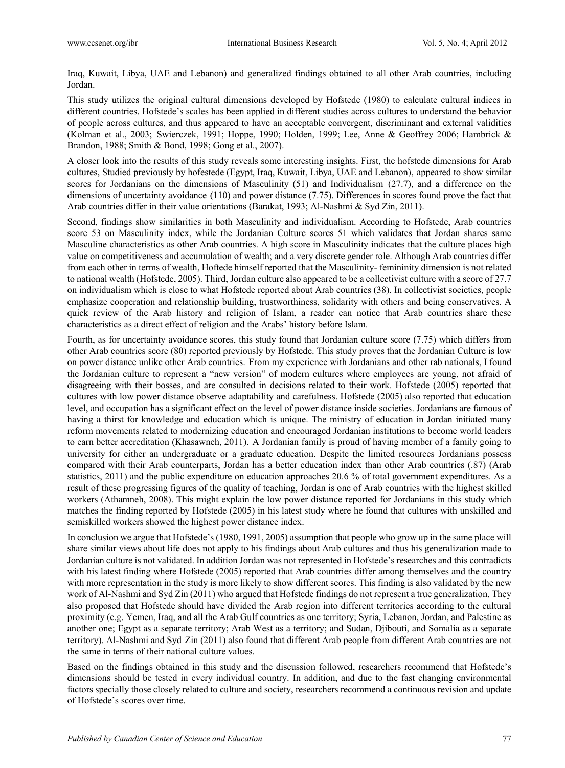Iraq, Kuwait, Libya, UAE and Lebanon) and generalized findings obtained to all other Arab countries, including Jordan.

This study utilizes the original cultural dimensions developed by Hofstede (1980) to calculate cultural indices in different countries. Hofstede's scales has been applied in different studies across cultures to understand the behavior of people across cultures, and thus appeared to have an acceptable convergent, discriminant and external validities (Kolman et al., 2003; Swierczek, 1991; Hoppe, 1990; Holden, 1999; Lee, Anne & Geoffrey 2006; Hambrick & Brandon, 1988; Smith & Bond, 1998; Gong et al., 2007).

A closer look into the results of this study reveals some interesting insights. First, the hofstede dimensions for Arab cultures, Studied previously by hofestede (Egypt, Iraq, Kuwait, Libya, UAE and Lebanon), appeared to show similar scores for Jordanians on the dimensions of Masculinity (51) and Individualism (27.7), and a difference on the dimensions of uncertainty avoidance (110) and power distance (7.75). Differences in scores found prove the fact that Arab countries differ in their value orientations (Barakat, 1993; Al-Nashmi & Syd Zin, 2011).

Second, findings show similarities in both Masculinity and individualism. According to Hofstede, Arab countries score 53 on Masculinity index, while the Jordanian Culture scores 51 which validates that Jordan shares same Masculine characteristics as other Arab countries. A high score in Masculinity indicates that the culture places high value on competitiveness and accumulation of wealth; and a very discrete gender role. Although Arab countries differ from each other in terms of wealth, Hoftede himself reported that the Masculinity- femininity dimension is not related to national wealth (Hofstede, 2005). Third, Jordan culture also appeared to be a collectivist culture with a score of 27.7 on individualism which is close to what Hofstede reported about Arab countries (38). In collectivist societies, people emphasize cooperation and relationship building, trustworthiness, solidarity with others and being conservatives. A quick review of the Arab history and religion of Islam, a reader can notice that Arab countries share these characteristics as a direct effect of religion and the Arabs' history before Islam.

Fourth, as for uncertainty avoidance scores, this study found that Jordanian culture score (7.75) which differs from other Arab countries score (80) reported previously by Hofstede. This study proves that the Jordanian Culture is low on power distance unlike other Arab countries. From my experience with Jordanians and other rab nationals, I found the Jordanian culture to represent a "new version" of modern cultures where employees are young, not afraid of disagreeing with their bosses, and are consulted in decisions related to their work. Hofstede (2005) reported that cultures with low power distance observe adaptability and carefulness. Hofstede (2005) also reported that education level, and occupation has a significant effect on the level of power distance inside societies. Jordanians are famous of having a thirst for knowledge and education which is unique. The ministry of education in Jordan initiated many reform movements related to modernizing education and encouraged Jordanian institutions to become world leaders to earn better accreditation (Khasawneh, 2011). A Jordanian family is proud of having member of a family going to university for either an undergraduate or a graduate education. Despite the limited resources Jordanians possess compared with their Arab counterparts, Jordan has a better education index than other Arab countries (.87) (Arab statistics, 2011) and the public expenditure on education approaches 20.6 % of total government expenditures. As a result of these progressing figures of the quality of teaching, Jordan is one of Arab countries with the highest skilled workers (Athamneh, 2008). This might explain the low power distance reported for Jordanians in this study which matches the finding reported by Hofstede (2005) in his latest study where he found that cultures with unskilled and semiskilled workers showed the highest power distance index.

In conclusion we argue that Hofstede's (1980, 1991, 2005) assumption that people who grow up in the same place will share similar views about life does not apply to his findings about Arab cultures and thus his generalization made to Jordanian culture is not validated. In addition Jordan was not represented in Hofstede's researches and this contradicts with his latest finding where Hofstede (2005) reported that Arab countries differ among themselves and the country with more representation in the study is more likely to show different scores. This finding is also validated by the new work of Al-Nashmi and Syd Zin (2011) who argued that Hofstede findings do not represent a true generalization. They also proposed that Hofstede should have divided the Arab region into different territories according to the cultural proximity (e.g. Yemen, Iraq, and all the Arab Gulf countries as one territory; Syria, Lebanon, Jordan, and Palestine as another one; Egypt as a separate territory; Arab West as a territory; and Sudan, Djibouti, and Somalia as a separate territory). Al-Nashmi and Syd Zin (2011) also found that different Arab people from different Arab countries are not the same in terms of their national culture values.

Based on the findings obtained in this study and the discussion followed, researchers recommend that Hofstede's dimensions should be tested in every individual country. In addition, and due to the fast changing environmental factors specially those closely related to culture and society, researchers recommend a continuous revision and update of Hofstede's scores over time.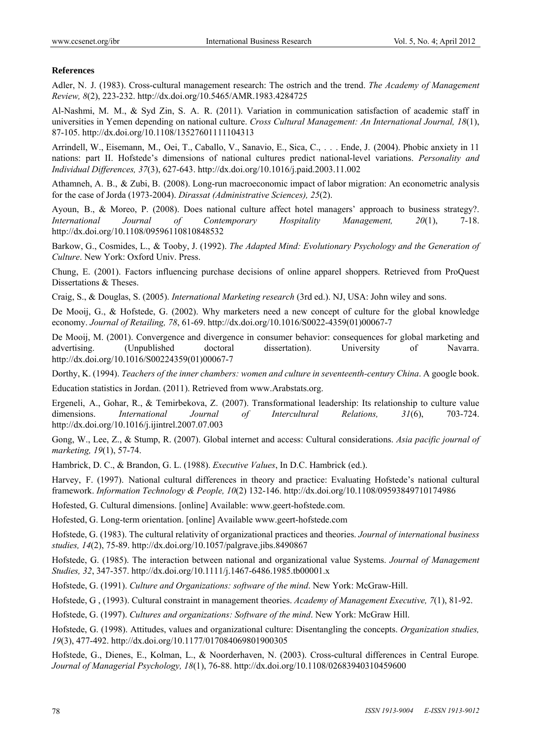**References**

Adler, N. J. (1983). Cross-cultural management research: The ostrich and the trend. *The Academy of Management Review, 8*(2), 223-232. http://dx.doi.org/10.5465/AMR.1983.4284725

Al-Nashmi, M. M., & Syd Zin, S. A. R. (2011). Variation in communication satisfaction of academic staff in universities in Yemen depending on national culture. *Cross Cultural Management: An International Journal, 18*(1), 87-105. http://dx.doi.org/10.1108/13527601111104313

Arrindell, W., Eisemann, M., Oei, T., Caballo, V., Sanavio, E., Sica, C., . . . Ende, J. (2004). Phobic anxiety in 11 nations: part II. Hofstede's dimensions of national cultures predict national-level variations. *Personality and Individual Differences, 37*(3), 627-643. http://dx.doi.org/10.1016/j.paid.2003.11.002

Athamneh, A. B., & Zubi, B. (2008). Long-run macroeconomic impact of labor migration: An econometric analysis for the case of Jorda (1973-2004). *Dirassat (Administrative Sciences), 25*(2).

Ayoun, B., & Moreo, P. (2008). Does national culture affect hotel managers' approach to business strategy?. *International Journal of Contemporary Hospitality Management, 20*(1), 7-18. http://dx.doi.org/10.1108/09596110810848532

Barkow, G., Cosmides, L., & Tooby, J. (1992). *The Adapted Mind: Evolutionary Psychology and the Generation of Culture*. New York: Oxford Univ. Press.

Chung, E. (2001). Factors influencing purchase decisions of online apparel shoppers. Retrieved from ProQuest Dissertations & Theses.

Craig, S., & Douglas, S. (2005). *International Marketing research* (3rd ed.). NJ, USA: John wiley and sons.

De Mooij, G., & Hofstede, G. (2002). Why marketers need a new concept of culture for the global knowledge economy. *Journal of Retailing, 78*, 61-69. http://dx.doi.org/10.1016/S0022-4359(01)00067-7

De Mooij, M. (2001). Convergence and divergence in consumer behavior: consequences for global marketing and advertising. (Unpublished doctoral dissertation). University of Navarra. http://dx.doi.org/10.1016/S00224359(01)00067-7

Dorthy, K. (1994). *Teachers of the inner chambers: women and culture in seventeenth-century China*. A google book.

Education statistics in Jordan. (2011). Retrieved from www.Arabstats.org.

Ergeneli, A., Gohar, R., & Temirbekova, Z. (2007). Transformational leadership: Its relationship to culture value dimensions. *International Journal of Intercultural Relations, 31*(6), 703-724. http://dx.doi.org/10.1016/j.ijintrel.2007.07.003

Gong, W., Lee, Z., & Stump, R. (2007). Global internet and access: Cultural considerations. *Asia pacific journal of marketing, 19*(1), 57-74.

Hambrick, D. C., & Brandon, G. L. (1988). *Executive Values*, In D.C. Hambrick (ed.).

Harvey, F. (1997). National cultural differences in theory and practice: Evaluating Hofstede's national cultural framework. *Information Technology & People, 10*(2) 132-146. http://dx.doi.org/10.1108/09593849710174986

Hofested, G. Cultural dimensions. [online] Available: www.geert-hofstede.com.

Hofested, G. Long-term orientation. [online] Available www.geert-hofstede.com

Hofstede, G. (1983). The cultural relativity of organizational practices and theories. *Journal of international business studies, 14*(2), 75-89. http://dx.doi.org/10.1057/palgrave.jibs.8490867

Hofstede, G. (1985). The interaction between national and organizational value Systems. *Journal of Management Studies, 32*, 347-357. http://dx.doi.org/10.1111/j.1467-6486.1985.tb00001.x

Hofstede, G. (1991). *Culture and Organizations: software of the mind*. New York: McGraw-Hill.

Hofstede, G , (1993). Cultural constraint in management theories. *Academy of Management Executive, 7*(1), 81-92.

Hofstede, G. (1997). *Cultures and organizations: Software of the mind*. New York: McGraw Hill.

Hofstede, G. (1998). Attitudes, values and organizational culture: Disentangling the concepts. *Organization studies, 19*(3), 477-492. http://dx.doi.org/10.1177/017084069801900305

Hofstede, G., Dienes, E., Kolman, L., & Noorderhaven, N. (2003). Cross-cultural differences in Central Europe*. Journal of Managerial Psychology, 18*(1), 76-88. http://dx.doi.org/10.1108/02683940310459600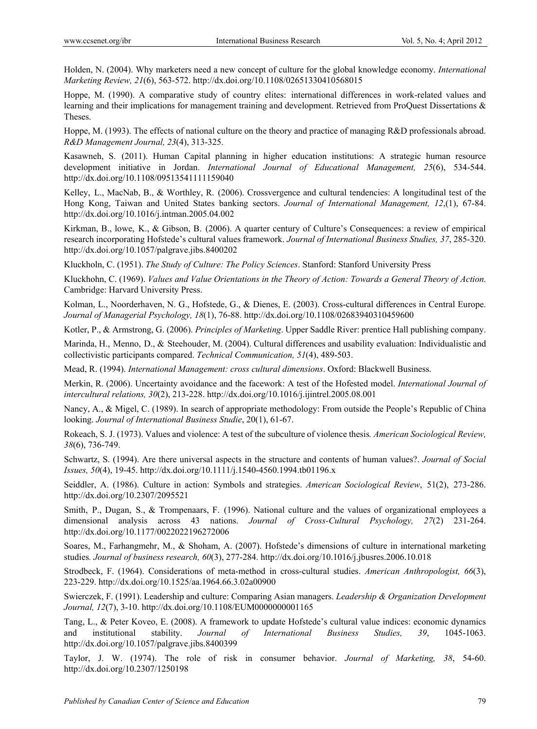Holden, N. (2004). Why marketers need a new concept of culture for the global knowledge economy. *International Marketing Review, 21*(6), 563-572. http://dx.doi.org/10.1108/02651330410568015

Hoppe, M. (1990). A comparative study of country elites: international differences in work-related values and learning and their implications for management training and development. Retrieved from ProQuest Dissertations & Theses.

Hoppe, M. (1993). The effects of national culture on the theory and practice of managing R&D professionals abroad. *R&D Management Journal, 23*(4), 313-325.

Kasawneh, S. (2011). Human Capital planning in higher education institutions: A strategic human resource development initiative in Jordan. *International Journal of Educational Management, 25*(6), 534-544. http://dx.doi.org/10.1108/09513541111159040

Kelley, L., MacNab, B., & Worthley, R. (2006). Crossvergence and cultural tendencies: A longitudinal test of the Hong Kong, Taiwan and United States banking sectors. *Journal of International Management, 12*,(1), 67-84. http://dx.doi.org/10.1016/j.intman.2005.04.002

Kirkman, B., lowe, K., & Gibson, B. (2006). A quarter century of Culture's Consequences: a review of empirical research incorporating Hofstede's cultural values framework. *Journal of International Business Studies, 37*, 285-320. http://dx.doi.org/10.1057/palgrave.jibs.8400202

Kluckholn, C. (1951). *The Study of Culture: The Policy Sciences*. Stanford: Stanford University Press

Kluckhohn, C. (1969). *Values and Value Orientations in the Theory of Action: Towards a General Theory of Action*. Cambridge: Harvard University Press.

Kolman, L., Noorderhaven, N. G., Hofstede, G., & Dienes, E. (2003). Cross-cultural differences in Central Europe. *Journal of Managerial Psychology, 18*(1), 76-88. http://dx.doi.org/10.1108/02683940310459600

Kotler, P., & Armstrong, G. (2006). *Principles of Marketing*. Upper Saddle River: prentice Hall publishing company.

Marinda, H., Menno, D., & Steehouder, M. (2004). Cultural differences and usability evaluation: Individualistic and collectivistic participants compared. *Technical Communication, 51*(4), 489-503.

Mead, R. (1994). *International Management: cross cultural dimensions*. Oxford: Blackwell Business.

Merkin, R. (2006). Uncertainty avoidance and the facework: A test of the Hofested model. *International Journal of intercultural relations, 30*(2), 213-228. http://dx.doi.org/10.1016/j.ijintrel.2005.08.001

Nancy, A., & Migel, C. (1989). In search of appropriate methodology: From outside the People's Republic of China looking. *Journal of International Business Studie*, 20(1), 61-67.

Rokeach, S. J. (1973). Values and violence: A test of the subculture of violence thesis*. American Sociological Review, 38*(6), 736-749.

Schwartz, S. (1994). Are there universal aspects in the structure and contents of human values?. *Journal of Social Issues, 50*(4), 19-45. http://dx.doi.org/10.1111/j.1540-4560.1994.tb01196.x

Seiddler, A. (1986). Culture in action: Symbols and strategies. *American Sociological Review*, 51(2), 273-286. http://dx.doi.org/10.2307/2095521

Smith, P., Dugan, S., & Trompenaars, F. (1996). National culture and the values of organizational employees a dimensional analysis across 43 nations. *Journal of Cross-Cultural Psychology, 27*(2) 231-264. http://dx.doi.org/10.1177/0022022196272006

Soares, M., Farhangmehr, M., & Shoham, A. (2007). Hofstede's dimensions of culture in international marketing studies*. Journal of business research, 60*(3), 277-284. http://dx.doi.org/10.1016/j.jbusres.2006.10.018

Strodbeck, F. (1964). Considerations of meta-method in cross-cultural studies. *American Anthropologist, 66*(3), 223-229. http://dx.doi.org/10.1525/aa.1964.66.3.02a00900

Swierczek, F. (1991). Leadership and culture: Comparing Asian managers. *Leadership & Organization Development Journal, 12*(7), 3-10. http://dx.doi.org/10.1108/EUM0000000001165

Tang, L., & Peter Koveo, E. (2008). A framework to update Hofstede's cultural value indices: economic dynamics and institutional stability. *Journal of International Business Studies, 39*, 1045-1063. http://dx.doi.org/10.1057/palgrave.jibs.8400399

Taylor, J. W. (1974). The role of risk in consumer behavior. *Journal of Marketing, 38*, 54-60. http://dx.doi.org/10.2307/1250198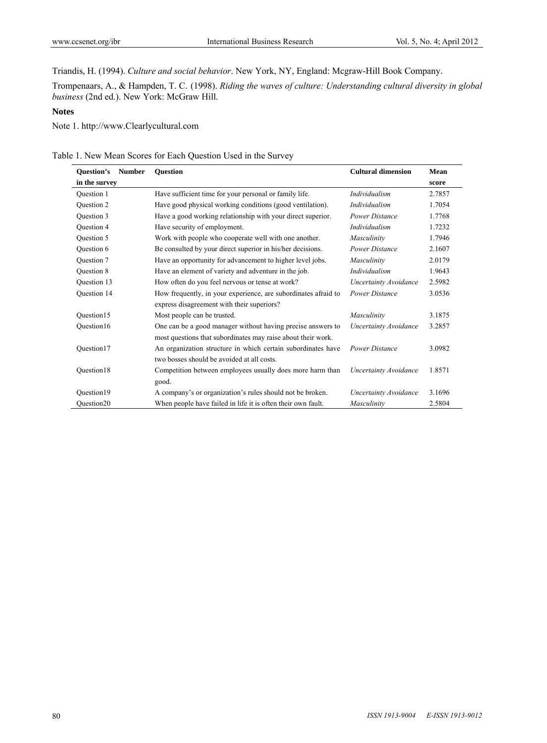Triandis, H. (1994). *Culture and social behavior*. New York, NY, England: Mcgraw-Hill Book Company.

Trompenaars, A., & Hampden, T. C. (1998). *Riding the waves of culture: Understanding cultural diversity in global business* (2nd ed.). New York: McGraw Hill.

## Notes

Note 1. http://www.Clearlycultural.com

Table 1. New Mean Scores for Each Question Used in the Survey

| Question's Number in the survey | Question | Cultural dimension | Mean score |
|---|---|---|---|
| Question 1 | Have sufficient time for your personal or family life. | *Individualism* | 2.7857 |
| Question 2 | Have good physical working conditions (good ventilation). | *Individualism* | 1.7054 |
| Question 3 | Have a good working relationship with your direct superior. | *Power Distance* | 1.7768 |
| Question 4 | Have security of employment. | *Individualism* | 1.7232 |
| Question 5 | Work with people who cooperate well with one another. | *Masculinity* | 1.7946 |
| Question 6 | Be consulted by your direct superior in his/her decisions. | *Power Distance* | 2.1607 |
| Question 7 | Have an opportunity for advancement to higher level jobs. | *Masculinity* | 2.0179 |
| Question 8 | Have an element of variety and adventure in the job. | *Individualism* | 1.9643 |
| Question 13 | How often do you feel nervous or tense at work? | *Uncertainty Avoidance* | 2.5982 |
| Question 14 | How frequently, in your experience, are subordinates afraid to express disagreement with their superiors? | *Power Distance* | 3.0536 |
| Question15 | Most people can be trusted. | *Masculinity* | 3.1875 |
| Question16 | One can be a good manager without having precise answers to most questions that subordinates may raise about their work. | *Uncertainty Avoidance* | 3.2857 |
| Question17 | An organization structure in which certain subordinates have two bosses should be avoided at all costs. | *Power Distance* | 3.0982 |
| Question18 | Competition between employees usually does more harm than good. | *Uncertainty Avoidance* | 1.8571 |
| Question19 | A company's or organization's rules should not be broken. | *Uncertainty Avoidance* | 3.1696 |
| Question20 | When people have failed in life it is often their own fault. | *Masculinity* | 2.5804 |